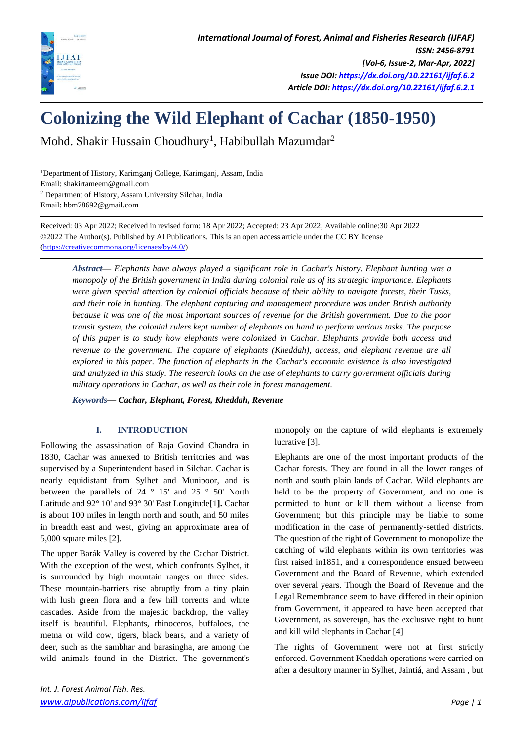# Colonizing the Wild Elephant of Cachar (1850-1950)

Mohd. Shakir Hussain Choudhury[1], Habibullah Mazumdar[2]

[1]Department of History, Karimganj College, Karimganj, Assam, India
Email: shakirtameem@gmail.com
[2] Department of History, Assam University Silchar, India
Email: hbm78692@gmail.com

Received: 03 Apr 2022; Received in revised form: 18 Apr 2022; Accepted: 23 Apr 2022; Available online:30 Apr 2022
©2022 The Author(s). Published by AI Publications. This is an open access article under the CC BY license (https://creativecommons.org/licenses/by/4.0/)

***Abstract***— *Elephants have always played a significant role in Cachar's history. Elephant hunting was a monopoly of the British government in India during colonial rule as of its strategic importance. Elephants were given special attention by colonial officials because of their ability to navigate forests, their Tusks, and their role in hunting. The elephant capturing and management procedure was under British authority because it was one of the most important sources of revenue for the British government. Due to the poor transit system, the colonial rulers kept number of elephants on hand to perform various tasks. The purpose of this paper is to study how elephants were colonized in Cachar. Elephants provide both access and revenue to the government. The capture of elephants (Kheddah), access, and elephant revenue are all explored in this paper. The function of elephants in the Cachar's economic existence is also investigated and analyzed in this study. The research looks on the use of elephants to carry government officials during military operations in Cachar, as well as their role in forest management.*

***Keywords***— ***Cachar, Elephant, Forest, Kheddah, Revenue***

## I. INTRODUCTION

Following the assassination of Raja Govind Chandra in 1830, Cachar was annexed to British territories and was supervised by a Superintendent based in Silchar. Cachar is nearly equidistant from Sylhet and Munipoor, and is between the parallels of 24 ° 15' and 25 ° 50' North Latitude and 92° 10' and 93° 30' East Longitude[1]**.** Cachar is about 100 miles in length north and south, and 50 miles in breadth east and west, giving an approximate area of 5,000 square miles [2].

The upper Barák Valley is covered by the Cachar District. With the exception of the west, which confronts Sylhet, it is surrounded by high mountain ranges on three sides. These mountain-barriers rise abruptly from a tiny plain with lush green flora and a few hill torrents and white cascades. Aside from the majestic backdrop, the valley itself is beautiful. Elephants, rhinoceros, buffaloes, the metna or wild cow, tigers, black bears, and a variety of deer, such as the sambhar and barasingha, are among the wild animals found in the District. The government's monopoly on the capture of wild elephants is extremely lucrative [3].

Elephants are one of the most important products of the Cachar forests. They are found in all the lower ranges of north and south plain lands of Cachar. Wild elephants are held to be the property of Government, and no one is permitted to hunt or kill them without a license from Government; but this principle may be liable to some modification in the case of permanently-settled districts. The question of the right of Government to monopolize the catching of wild elephants within its own territories was first raised in1851, and a correspondence ensued between Government and the Board of Revenue, which extended over several years. Though the Board of Revenue and the Legal Remembrance seem to have differed in their opinion from Government, it appeared to have been accepted that Government, as sovereign, has the exclusive right to hunt and kill wild elephants in Cachar [4]

The rights of Government were not at first strictly enforced. Government Kheddah operations were carried on after a desultory manner in Sylhet, Jaintiá, and Assam , but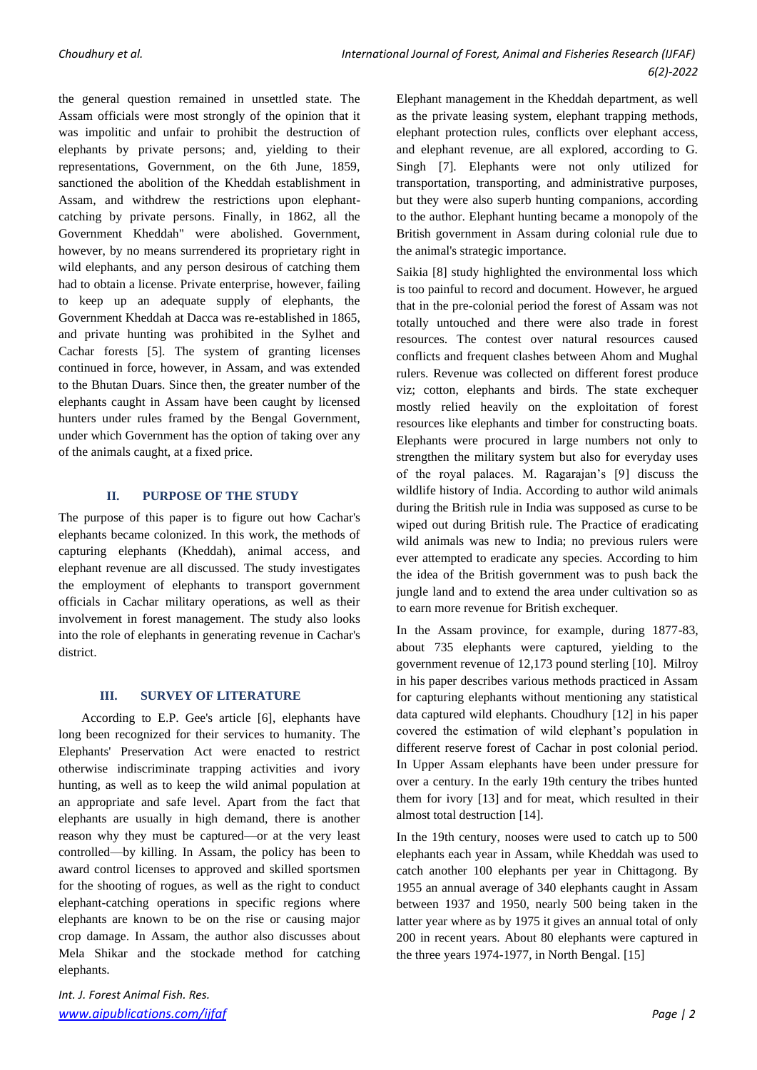the general question remained in unsettled state. The Assam officials were most strongly of the opinion that it was impolitic and unfair to prohibit the destruction of elephants by private persons; and, yielding to their representations, Government, on the 6th June, 1859, sanctioned the abolition of the Kheddah establishment in Assam, and withdrew the restrictions upon elephant-catching by private persons. Finally, in 1862, all the Government Kheddah" were abolished. Government, however, by no means surrendered its proprietary right in wild elephants, and any person desirous of catching them had to obtain a license. Private enterprise, however, failing to keep up an adequate supply of elephants, the Government Kheddah at Dacca was re-established in 1865, and private hunting was prohibited in the Sylhet and Cachar forests [5]. The system of granting licenses continued in force, however, in Assam, and was extended to the Bhutan Duars. Since then, the greater number of the elephants caught in Assam have been caught by licensed hunters under rules framed by the Bengal Government, under which Government has the option of taking over any of the animals caught, at a fixed price.

## II. PURPOSE OF THE STUDY

The purpose of this paper is to figure out how Cachar's elephants became colonized. In this work, the methods of capturing elephants (Kheddah), animal access, and elephant revenue are all discussed. The study investigates the employment of elephants to transport government officials in Cachar military operations, as well as their involvement in forest management. The study also looks into the role of elephants in generating revenue in Cachar's district.

## III. SURVEY OF LITERATURE

According to E.P. Gee's article [6], elephants have long been recognized for their services to humanity. The Elephants' Preservation Act were enacted to restrict otherwise indiscriminate trapping activities and ivory hunting, as well as to keep the wild animal population at an appropriate and safe level. Apart from the fact that elephants are usually in high demand, there is another reason why they must be captured—or at the very least controlled—by killing. In Assam, the policy has been to award control licenses to approved and skilled sportsmen for the shooting of rogues, as well as the right to conduct elephant-catching operations in specific regions where elephants are known to be on the rise or causing major crop damage. In Assam, the author also discusses about Mela Shikar and the stockade method for catching elephants.

Elephant management in the Kheddah department, as well as the private leasing system, elephant trapping methods, elephant protection rules, conflicts over elephant access, and elephant revenue, are all explored, according to G. Singh [7]. Elephants were not only utilized for transportation, transporting, and administrative purposes, but they were also superb hunting companions, according to the author. Elephant hunting became a monopoly of the British government in Assam during colonial rule due to the animal's strategic importance.

Saikia [8] study highlighted the environmental loss which is too painful to record and document. However, he argued that in the pre-colonial period the forest of Assam was not totally untouched and there were also trade in forest resources. The contest over natural resources caused conflicts and frequent clashes between Ahom and Mughal rulers. Revenue was collected on different forest produce viz; cotton, elephants and birds. The state exchequer mostly relied heavily on the exploitation of forest resources like elephants and timber for constructing boats. Elephants were procured in large numbers not only to strengthen the military system but also for everyday uses of the royal palaces. M. Ragarajan's [9] discuss the wildlife history of India. According to author wild animals during the British rule in India was supposed as curse to be wiped out during British rule. The Practice of eradicating wild animals was new to India; no previous rulers were ever attempted to eradicate any species. According to him the idea of the British government was to push back the jungle land and to extend the area under cultivation so as to earn more revenue for British exchequer.

In the Assam province, for example, during 1877-83, about 735 elephants were captured, yielding to the government revenue of 12,173 pound sterling [10]. Milroy in his paper describes various methods practiced in Assam for capturing elephants without mentioning any statistical data captured wild elephants. Choudhury [12] in his paper covered the estimation of wild elephant's population in different reserve forest of Cachar in post colonial period. In Upper Assam elephants have been under pressure for over a century. In the early 19th century the tribes hunted them for ivory [13] and for meat, which resulted in their almost total destruction [14].

In the 19th century, nooses were used to catch up to 500 elephants each year in Assam, while Kheddah was used to catch another 100 elephants per year in Chittagong. By 1955 an annual average of 340 elephants caught in Assam between 1937 and 1950, nearly 500 being taken in the latter year where as by 1975 it gives an annual total of only 200 in recent years. About 80 elephants were captured in the three years 1974-1977, in North Bengal. [15]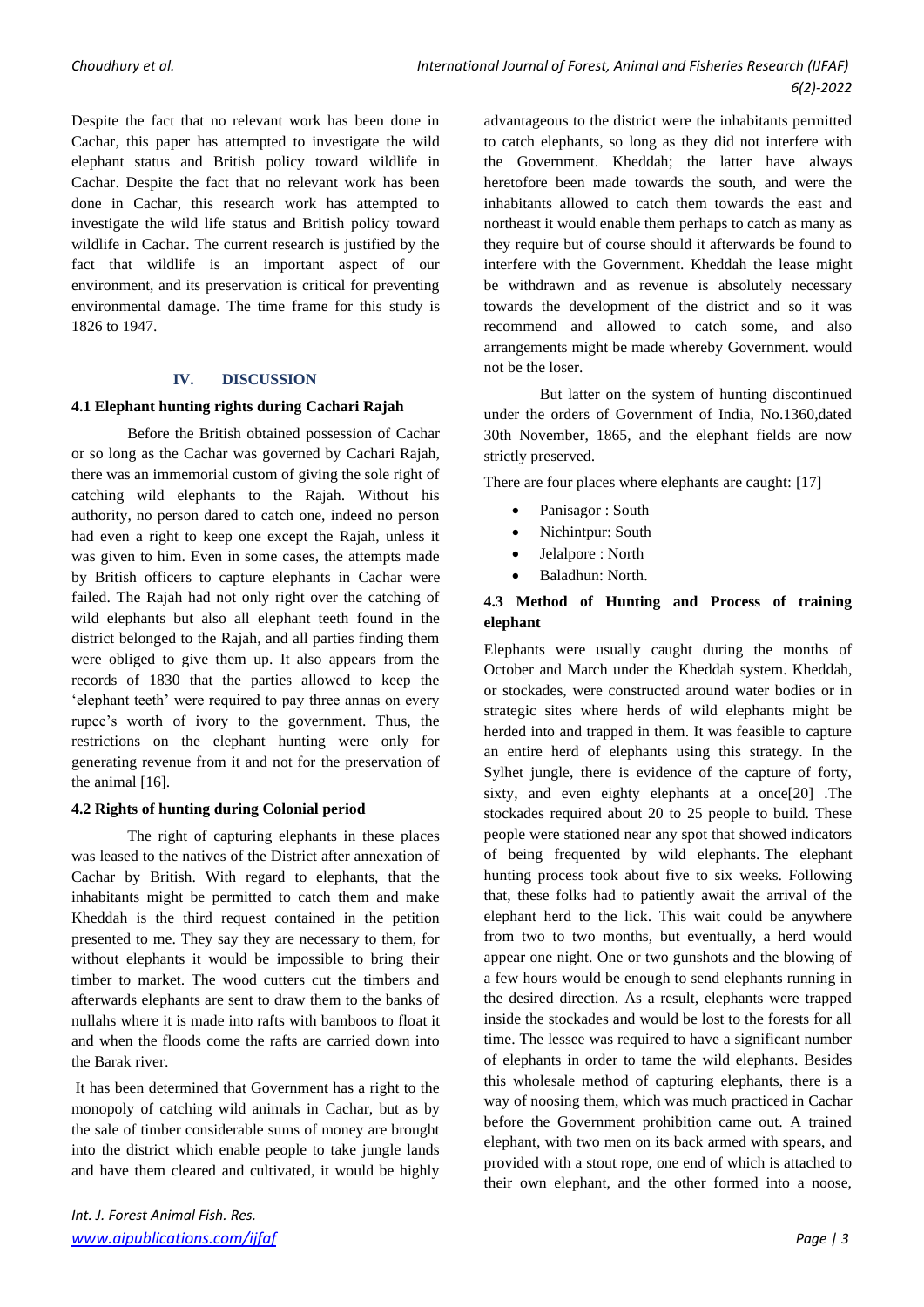Despite the fact that no relevant work has been done in Cachar, this paper has attempted to investigate the wild elephant status and British policy toward wildlife in Cachar. Despite the fact that no relevant work has been done in Cachar, this research work has attempted to investigate the wild life status and British policy toward wildlife in Cachar. The current research is justified by the fact that wildlife is an important aspect of our environment, and its preservation is critical for preventing environmental damage. The time frame for this study is 1826 to 1947.

## IV. DISCUSSION

### 4.1 Elephant hunting rights during Cachari Rajah

Before the British obtained possession of Cachar or so long as the Cachar was governed by Cachari Rajah, there was an immemorial custom of giving the sole right of catching wild elephants to the Rajah. Without his authority, no person dared to catch one, indeed no person had even a right to keep one except the Rajah, unless it was given to him. Even in some cases, the attempts made by British officers to capture elephants in Cachar were failed. The Rajah had not only right over the catching of wild elephants but also all elephant teeth found in the district belonged to the Rajah, and all parties finding them were obliged to give them up. It also appears from the records of 1830 that the parties allowed to keep the 'elephant teeth' were required to pay three annas on every rupee's worth of ivory to the government. Thus, the restrictions on the elephant hunting were only for generating revenue from it and not for the preservation of the animal [16].

### 4.2 Rights of hunting during Colonial period

The right of capturing elephants in these places was leased to the natives of the District after annexation of Cachar by British. With regard to elephants, that the inhabitants might be permitted to catch them and make Kheddah is the third request contained in the petition presented to me. They say they are necessary to them, for without elephants it would be impossible to bring their timber to market. The wood cutters cut the timbers and afterwards elephants are sent to draw them to the banks of nullahs where it is made into rafts with bamboos to float it and when the floods come the rafts are carried down into the Barak river.

It has been determined that Government has a right to the monopoly of catching wild animals in Cachar, but as by the sale of timber considerable sums of money are brought into the district which enable people to take jungle lands and have them cleared and cultivated, it would be highly advantageous to the district were the inhabitants permitted to catch elephants, so long as they did not interfere with the Government. Kheddah; the latter have always heretofore been made towards the south, and were the inhabitants allowed to catch them towards the east and northeast it would enable them perhaps to catch as many as they require but of course should it afterwards be found to interfere with the Government. Kheddah the lease might be withdrawn and as revenue is absolutely necessary towards the development of the district and so it was recommend and allowed to catch some, and also arrangements might be made whereby Government. would not be the loser.

But latter on the system of hunting discontinued under the orders of Government of India, No.1360,dated 30th November, 1865, and the elephant fields are now strictly preserved.

There are four places where elephants are caught: [17]

- Panisagor : South
- Nichintpur: South
- Jelalpore : North
- Baladhun: North.

### 4.3 Method of Hunting and Process of training elephant

Elephants were usually caught during the months of October and March under the Kheddah system. Kheddah, or stockades, were constructed around water bodies or in strategic sites where herds of wild elephants might be herded into and trapped in them. It was feasible to capture an entire herd of elephants using this strategy. In the Sylhet jungle, there is evidence of the capture of forty, sixty, and even eighty elephants at a once[20] .The stockades required about 20 to 25 people to build. These people were stationed near any spot that showed indicators of being frequented by wild elephants. The elephant hunting process took about five to six weeks. Following that, these folks had to patiently await the arrival of the elephant herd to the lick. This wait could be anywhere from two to two months, but eventually, a herd would appear one night. One or two gunshots and the blowing of a few hours would be enough to send elephants running in the desired direction. As a result, elephants were trapped inside the stockades and would be lost to the forests for all time. The lessee was required to have a significant number of elephants in order to tame the wild elephants. Besides this wholesale method of capturing elephants, there is a way of noosing them, which was much practiced in Cachar before the Government prohibition came out. A trained elephant, with two men on its back armed with spears, and provided with a stout rope, one end of which is attached to their own elephant, and the other formed into a noose,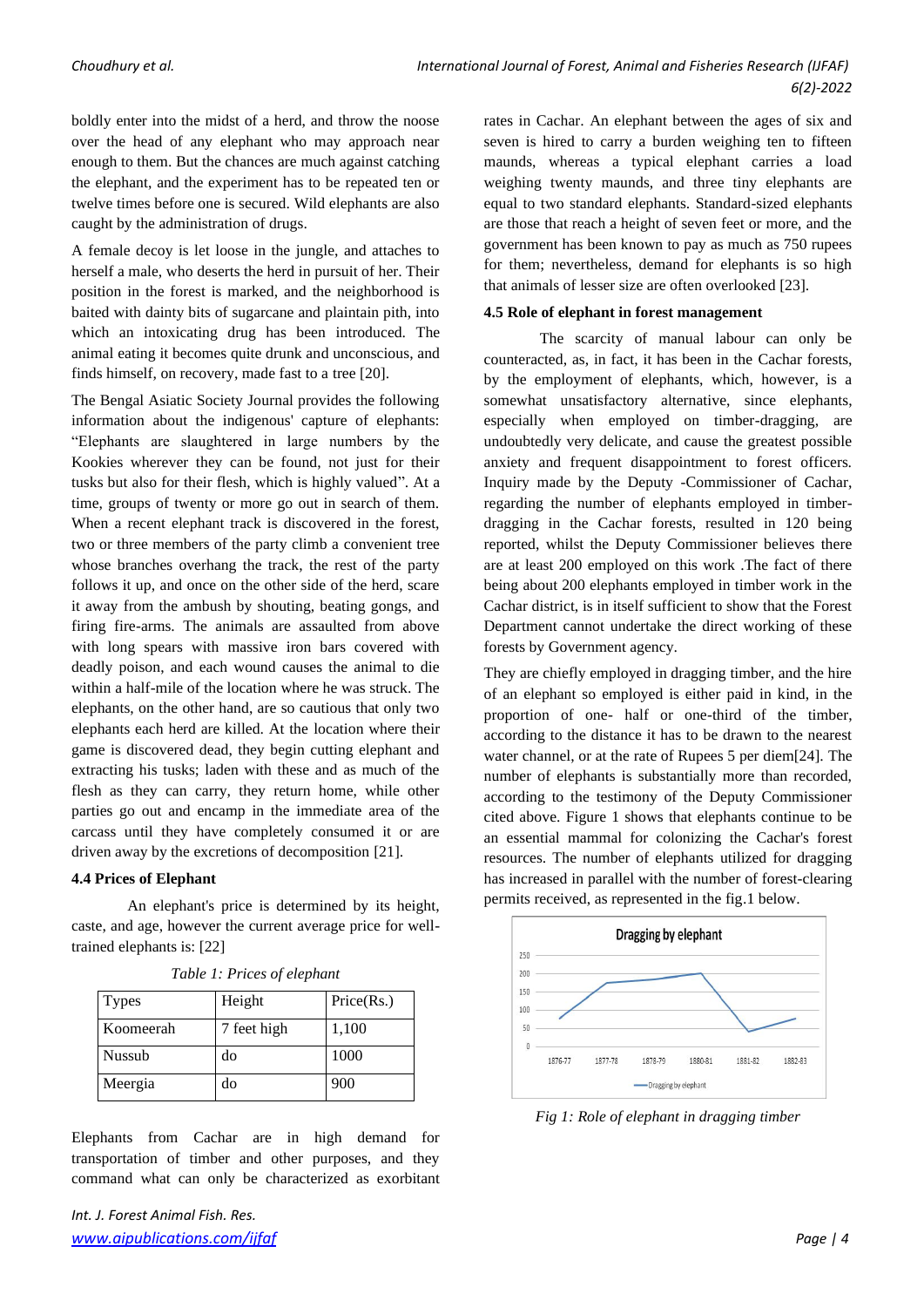boldly enter into the midst of a herd, and throw the noose over the head of any elephant who may approach near enough to them. But the chances are much against catching the elephant, and the experiment has to be repeated ten or twelve times before one is secured. Wild elephants are also caught by the administration of drugs.

A female decoy is let loose in the jungle, and attaches to herself a male, who deserts the herd in pursuit of her. Their position in the forest is marked, and the neighborhood is baited with dainty bits of sugarcane and plaintain pith, into which an intoxicating drug has been introduced. The animal eating it becomes quite drunk and unconscious, and finds himself, on recovery, made fast to a tree [20].

The Bengal Asiatic Society Journal provides the following information about the indigenous' capture of elephants: "Elephants are slaughtered in large numbers by the Kookies wherever they can be found, not just for their tusks but also for their flesh, which is highly valued". At a time, groups of twenty or more go out in search of them. When a recent elephant track is discovered in the forest, two or three members of the party climb a convenient tree whose branches overhang the track, the rest of the party follows it up, and once on the other side of the herd, scare it away from the ambush by shouting, beating gongs, and firing fire-arms. The animals are assaulted from above with long spears with massive iron bars covered with deadly poison, and each wound causes the animal to die within a half-mile of the location where he was struck. The elephants, on the other hand, are so cautious that only two elephants each herd are killed. At the location where their game is discovered dead, they begin cutting elephant and extracting his tusks; laden with these and as much of the flesh as they can carry, they return home, while other parties go out and encamp in the immediate area of the carcass until they have completely consumed it or are driven away by the excretions of decomposition [21].

### 4.4 Prices of Elephant

An elephant's price is determined by its height, caste, and age, however the current average price for well-trained elephants is: [22]

*Table 1: Prices of elephant*

| Types | Height | Price(Rs.) |
|---|---|---|
| Koomeerah | 7 feet high | 1,100 |
| Nussub | do | 1000 |
| Meergia | do | 900 |

Elephants from Cachar are in high demand for transportation of timber and other purposes, and they command what can only be characterized as exorbitant rates in Cachar. An elephant between the ages of six and seven is hired to carry a burden weighing ten to fifteen maunds, whereas a typical elephant carries a load weighing twenty maunds, and three tiny elephants are equal to two standard elephants. Standard-sized elephants are those that reach a height of seven feet or more, and the government has been known to pay as much as 750 rupees for them; nevertheless, demand for elephants is so high that animals of lesser size are often overlooked [23].

### 4.5 Role of elephant in forest management

The scarcity of manual labour can only be counteracted, as, in fact, it has been in the Cachar forests, by the employment of elephants, which, however, is a somewhat unsatisfactory alternative, since elephants, especially when employed on timber-dragging, are undoubtedly very delicate, and cause the greatest possible anxiety and frequent disappointment to forest officers. Inquiry made by the Deputy -Commissioner of Cachar, regarding the number of elephants employed in timber-dragging in the Cachar forests, resulted in 120 being reported, whilst the Deputy Commissioner believes there are at least 200 employed on this work .The fact of there being about 200 elephants employed in timber work in the Cachar district, is in itself sufficient to show that the Forest Department cannot undertake the direct working of these forests by Government agency.

They are chiefly employed in dragging timber, and the hire of an elephant so employed is either paid in kind, in the proportion of one- half or one-third of the timber, according to the distance it has to be drawn to the nearest water channel, or at the rate of Rupees 5 per diem[24]. The number of elephants is substantially more than recorded, according to the testimony of the Deputy Commissioner cited above. Figure 1 shows that elephants continue to be an essential mammal for colonizing the Cachar's forest resources. The number of elephants utilized for dragging has increased in parallel with the number of forest-clearing permits received, as represented in the fig.1 below.

*Fig 1: Role of elephant in dragging timber*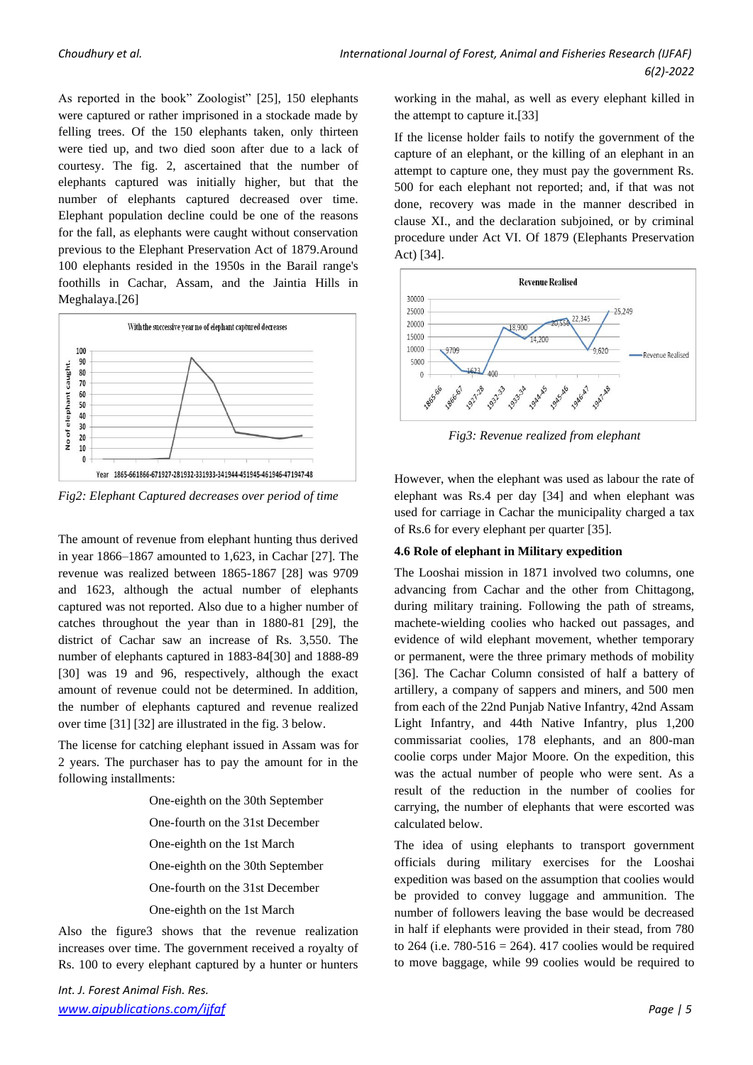As reported in the book" Zoologist" [25], 150 elephants were captured or rather imprisoned in a stockade made by felling trees. Of the 150 elephants taken, only thirteen were tied up, and two died soon after due to a lack of courtesy. The fig. 2, ascertained that the number of elephants captured was initially higher, but that the number of elephants captured decreased over time. Elephant population decline could be one of the reasons for the fall, as elephants were caught without conservation previous to the Elephant Preservation Act of 1879.Around 100 elephants resided in the 1950s in the Barail range's foothills in Cachar, Assam, and the Jaintia Hills in Meghalaya.[26]

*Fig2: Elephant Captured decreases over period of time*

The amount of revenue from elephant hunting thus derived in year 1866–1867 amounted to 1,623, in Cachar [27]. The revenue was realized between 1865-1867 [28] was 9709 and 1623, although the actual number of elephants captured was not reported. Also due to a higher number of catches throughout the year than in 1880-81 [29], the district of Cachar saw an increase of Rs. 3,550. The number of elephants captured in 1883-84[30] and 1888-89 [30] was 19 and 96, respectively, although the exact amount of revenue could not be determined. In addition, the number of elephants captured and revenue realized over time [31] [32] are illustrated in the fig. 3 below.

The license for catching elephant issued in Assam was for 2 years. The purchaser has to pay the amount for in the following installments:

One-eighth on the 30th September

One-fourth on the 31st December

One-eighth on the 1st March

One-eighth on the 30th September

One-fourth on the 31st December

One-eighth on the 1st March

Also the figure3 shows that the revenue realization increases over time. The government received a royalty of Rs. 100 to every elephant captured by a hunter or hunters working in the mahal, as well as every elephant killed in the attempt to capture it.[33]

If the license holder fails to notify the government of the capture of an elephant, or the killing of an elephant in an attempt to capture one, they must pay the government Rs. 500 for each elephant not reported; and, if that was not done, recovery was made in the manner described in clause XI., and the declaration subjoined, or by criminal procedure under Act VI. Of 1879 (Elephants Preservation Act) [34].

*Fig3: Revenue realized from elephant*

However, when the elephant was used as labour the rate of elephant was Rs.4 per day [34] and when elephant was used for carriage in Cachar the municipality charged a tax of Rs.6 for every elephant per quarter [35].

### 4.6 Role of elephant in Military expedition

The Looshai mission in 1871 involved two columns, one advancing from Cachar and the other from Chittagong, during military training. Following the path of streams, machete-wielding coolies who hacked out passages, and evidence of wild elephant movement, whether temporary or permanent, were the three primary methods of mobility [36]. The Cachar Column consisted of half a battery of artillery, a company of sappers and miners, and 500 men from each of the 22nd Punjab Native Infantry, 42nd Assam Light Infantry, and 44th Native Infantry, plus 1,200 commissariat coolies, 178 elephants, and an 800-man coolie corps under Major Moore. On the expedition, this was the actual number of people who were sent. As a result of the reduction in the number of coolies for carrying, the number of elephants that were escorted was calculated below.

The idea of using elephants to transport government officials during military exercises for the Looshai expedition was based on the assumption that coolies would be provided to convey luggage and ammunition. The number of followers leaving the base would be decreased in half if elephants were provided in their stead, from 780 to 264 (i.e. 780-516 = 264). 417 coolies would be required to move baggage, while 99 coolies would be required to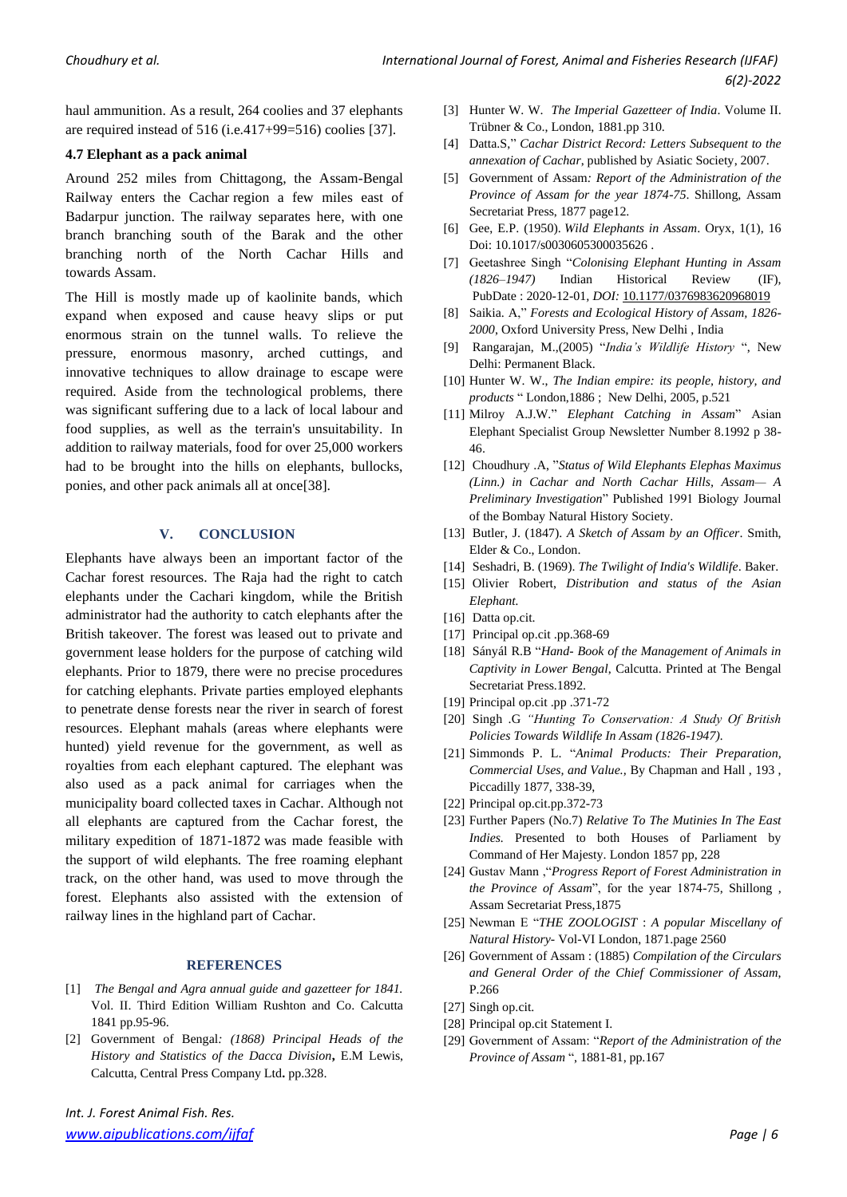haul ammunition. As a result, 264 coolies and 37 elephants are required instead of 516 (i.e.417+99=516) coolies [37].

### 4.7 Elephant as a pack animal

Around 252 miles from Chittagong, the Assam-Bengal Railway enters the Cachar region a few miles east of Badarpur junction. The railway separates here, with one branch branching south of the Barak and the other branching north of the North Cachar Hills and towards Assam.

The Hill is mostly made up of kaolinite bands, which expand when exposed and cause heavy slips or put enormous strain on the tunnel walls. To relieve the pressure, enormous masonry, arched cuttings, and innovative techniques to allow drainage to escape were required. Aside from the technological problems, there was significant suffering due to a lack of local labour and food supplies, as well as the terrain's unsuitability. In addition to railway materials, food for over 25,000 workers had to be brought into the hills on elephants, bullocks, ponies, and other pack animals all at once[38].

## V. CONCLUSION

Elephants have always been an important factor of the Cachar forest resources. The Raja had the right to catch elephants under the Cachari kingdom, while the British administrator had the authority to catch elephants after the British takeover. The forest was leased out to private and government lease holders for the purpose of catching wild elephants. Prior to 1879, there were no precise procedures for catching elephants. Private parties employed elephants to penetrate dense forests near the river in search of forest resources. Elephant mahals (areas where elephants were hunted) yield revenue for the government, as well as royalties from each elephant captured. The elephant was also used as a pack animal for carriages when the municipality board collected taxes in Cachar. Although not all elephants are captured from the Cachar forest, the military expedition of 1871-1872 was made feasible with the support of wild elephants. The free roaming elephant track, on the other hand, was used to move through the forest. Elephants also assisted with the extension of railway lines in the highland part of Cachar.

## REFERENCES

[1] *The Bengal and Agra annual guide and gazetteer for 1841.* Vol. II. Third Edition William Rushton and Co. Calcutta 1841 pp.95-96.

[2] Government of Bengal*: (1868) Principal Heads of the History and Statistics of the Dacca Division***,** E.M Lewis, Calcutta, Central Press Company Ltd**.** pp.328.

[3] Hunter W. W. *The Imperial Gazetteer of India*. Volume II. Trübner & Co., London, 1881.pp 310.

[4] Datta.S," *Cachar District Record: Letters Subsequent to the annexation of Cachar*, published by Asiatic Society, 2007.

[5] Government of Assam*: Report of the Administration of the Province of Assam for the year 1874-75*. Shillong, Assam Secretariat Press, 1877 page12.

[6] Gee, E.P. (1950). *Wild Elephants in Assam*. Oryx, 1(1), 16 Doi: 10.1017/s0030605300035626 .

[7] Geetashree Singh "*Colonising Elephant Hunting in Assam (1826–1947)* Indian Historical Review (IF), PubDate : 2020-12-01, *DOI:* 10.1177/0376983620968019

[8] Saikia. A," *Forests and Ecological History of Assam, 1826-2000*, Oxford University Press, New Delhi , India

[9] Rangarajan, M.,(2005) "*India's Wildlife History* ", New Delhi: Permanent Black.

[10] Hunter W. W., *The Indian empire: its people, history, and products* " London,1886 ; New Delhi, 2005, p.521

[11] Milroy A.J.W." *Elephant Catching in Assam*" Asian Elephant Specialist Group Newsletter Number 8.1992 p 38-46.

[12] Choudhury .A, "*Status of Wild Elephants Elephas Maximus (Linn.) in Cachar and North Cachar Hills, Assam— A Preliminary Investigation*" Published 1991 Biology Journal of the Bombay Natural History Society.

[13] Butler, J. (1847). *A Sketch of Assam by an Officer*. Smith, Elder & Co., London.

[14] Seshadri, B. (1969). *The Twilight of India's Wildlife*. Baker.

[15] Olivier Robert, *Distribution and status of the Asian Elephant.*

[16] Datta op.cit.

[17] Principal op.cit .pp.368-69

[18] Sányál R.B "*Hand- Book of the Management of Animals in Captivity in Lower Bengal,* Calcutta. Printed at The Bengal Secretariat Press.1892.

[19] Principal op.cit .pp .371-72

[20] Singh .G *"Hunting To Conservation: A Study Of British Policies Towards Wildlife In Assam (1826-1947).*

[21] Simmonds P. L. "*Animal Products: Their Preparation, Commercial Uses, and Value.,* By Chapman and Hall , 193 , Piccadilly 1877, 338-39,

[22] Principal op.cit.pp.372-73

[23] Further Papers (No.7) *Relative To The Mutinies In The East Indies.* Presented to both Houses of Parliament by Command of Her Majesty. London 1857 pp, 228

[24] Gustav Mann ,"*Progress Report of Forest Administration in the Province of Assam*", for the year 1874-75, Shillong , Assam Secretariat Press,1875

[25] Newman E "*THE ZOOLOGIST* : *A popular Miscellany of Natural History*- Vol-VI London, 1871.page 2560

[26] Government of Assam : (1885) *Compilation of the Circulars and General Order of the Chief Commissioner of Assam*, P.266

[27] Singh op.cit.

[28] Principal op.cit Statement I.

[29] Government of Assam: "*Report of the Administration of the Province of Assam* ", 1881-81, pp.167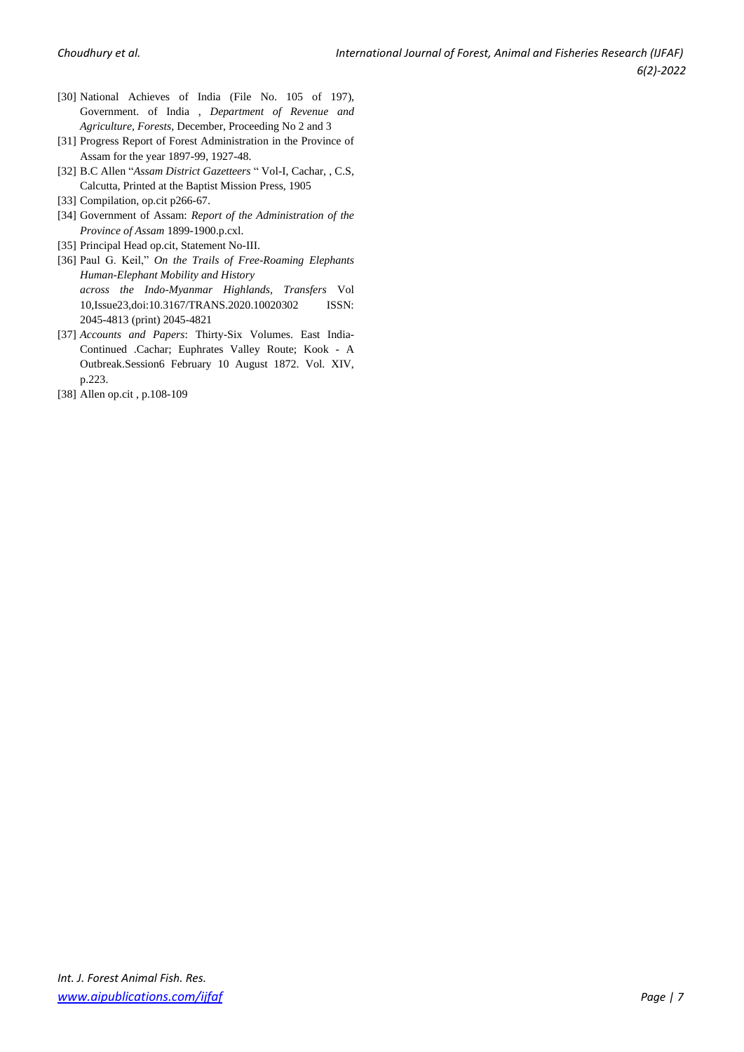[30] National Achieves of India (File No. 105 of 197), Government. of India , *Department of Revenue and Agriculture, Forests*, December, Proceeding No 2 and 3

[31] Progress Report of Forest Administration in the Province of Assam for the year 1897-99, 1927-48.

[32] B.C Allen "*Assam District Gazetteers* " Vol-I, Cachar, , C.S, Calcutta, Printed at the Baptist Mission Press, 1905

[33] Compilation, op.cit p266-67.

[34] Government of Assam: *Report of the Administration of the Province of Assam* 1899-1900.p.cxl.

[35] Principal Head op.cit, Statement No-III.

[36] Paul G. Keil," *On the Trails of Free-Roaming Elephants Human-Elephant Mobility and History across the Indo-Myanmar Highlands*, *Transfers* Vol 10,Issue23,doi:10.3167/TRANS.2020.10020302 ISSN: 2045-4813 (print) 2045-4821

[37] *Accounts and Papers*: Thirty-Six Volumes. East India-Continued .Cachar; Euphrates Valley Route; Kook - A Outbreak.Session6 February 10 August 1872. Vol. XIV, p.223.

[38] Allen op.cit , p.108-109